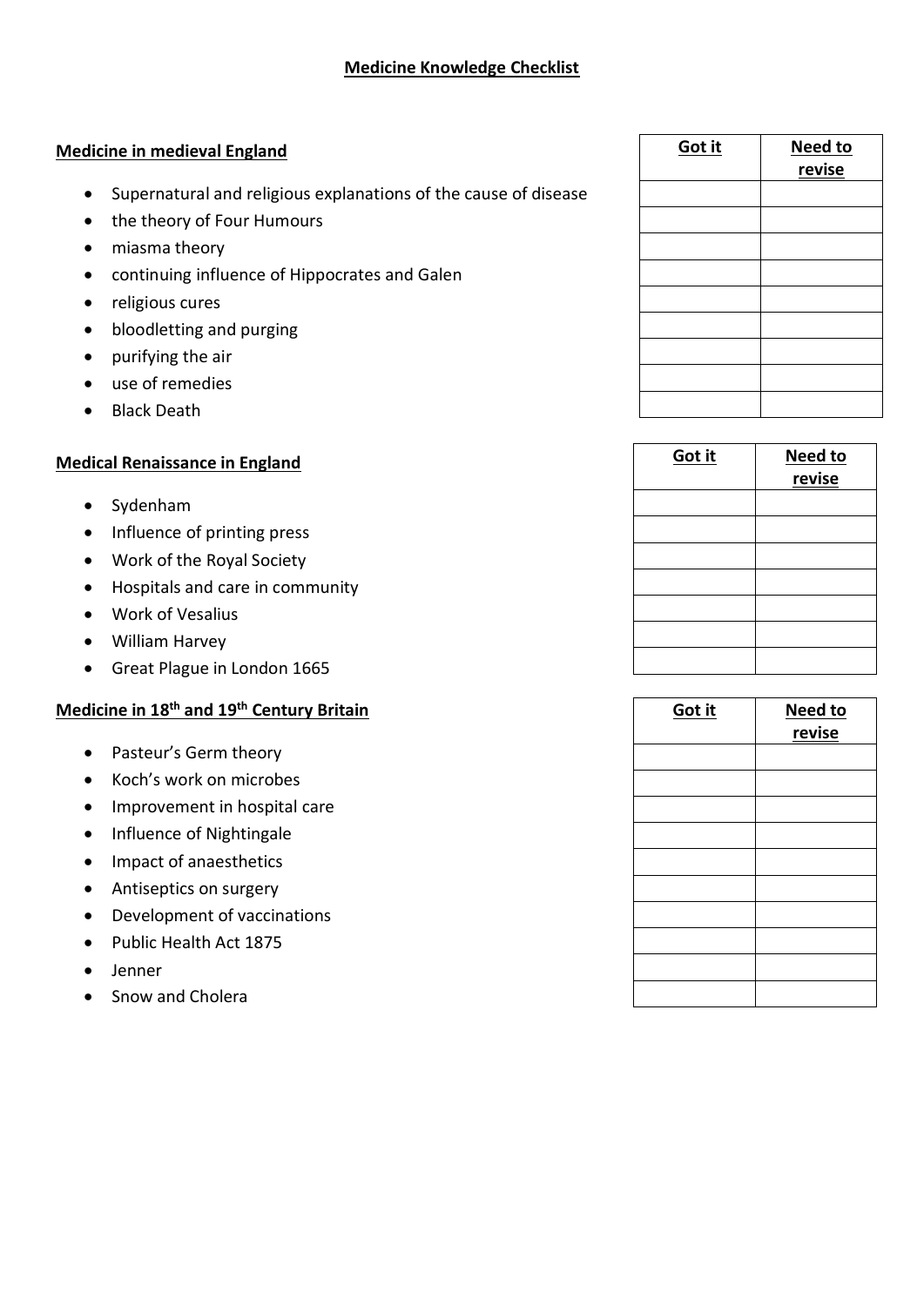# Medicine Knowledge Checklist

| Medicine in medieval England | Got it | Need to revise |
|---|---|---|
| Supernatural and religious explanations of the cause of disease | | |
| the theory of Four Humours | | |
| miasma theory | | |
| continuing influence of Hippocrates and Galen | | |
| religious cures | | |
| bloodletting and purging | | |
| purifying the air | | |
| use of remedies | | |
| Black Death | | |

| Medical Renaissance in England | Got it | Need to revise |
|---|---|---|
| Sydenham | | |
| Influence of printing press | | |
| Work of the Royal Society | | |
| Hospitals and care in community | | |
| Work of Vesalius | | |
| William Harvey | | |
| Great Plague in London 1665 | | |

| Medicine in 18th and 19th Century Britain | Got it | Need to revise |
|---|---|---|
| Pasteur's Germ theory | | |
| Koch's work on microbes | | |
| Improvement in hospital care | | |
| Influence of Nightingale | | |
| Impact of anaesthetics | | |
| Antiseptics on surgery | | |
| Development of vaccinations | | |
| Public Health Act 1875 | | |
| Jenner | | |
| Snow and Cholera | | |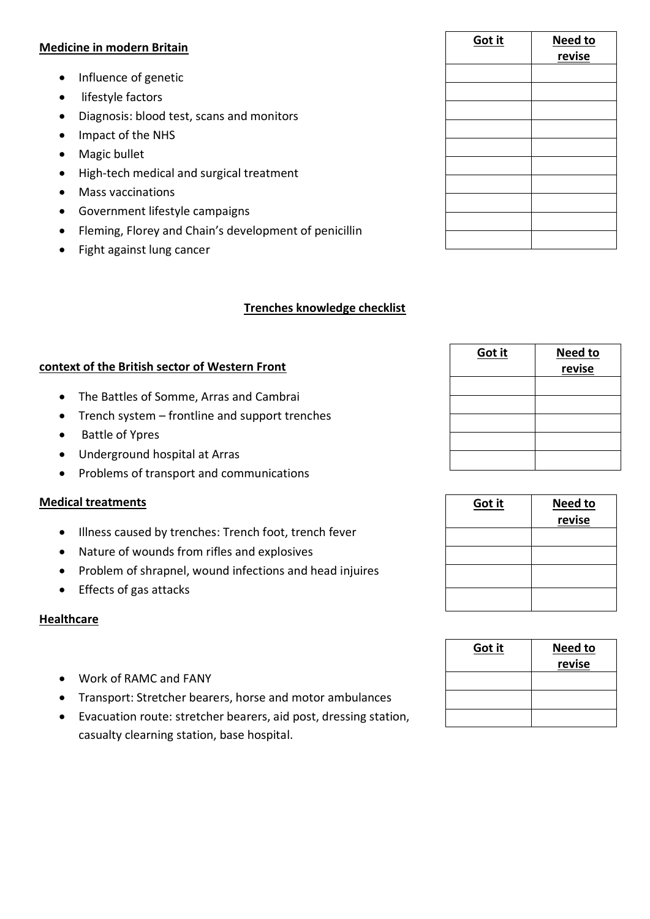**Medicine in modern Britain**

- Influence of genetic
- lifestyle factors
- Diagnosis: blood test, scans and monitors
- Impact of the NHS
- Magic bullet
- High-tech medical and surgical treatment
- Mass vaccinations
- Government lifestyle campaigns
- Fleming, Florey and Chain's development of penicillin
- Fight against lung cancer

| Got it | Need to revise |
|---|---|
| | |
| | |
| | |
| | |
| | |
| | |
| | |
| | |
| | |
| | |

**Trenches knowledge checklist**

**context of the British sector of Western Front**

- The Battles of Somme, Arras and Cambrai
- Trench system – frontline and support trenches
- Battle of Ypres
- Underground hospital at Arras
- Problems of transport and communications

| Got it | Need to revise |
|---|---|
| | |
| | |
| | |
| | |
| | |

**Medical treatments**

- Illness caused by trenches: Trench foot, trench fever
- Nature of wounds from rifles and explosives
- Problem of shrapnel, wound infections and head injuires
- Effects of gas attacks

| Got it | Need to revise |
|---|---|
| | |
| | |
| | |
| | |

**Healthcare**

- Work of RAMC and FANY
- Transport: Stretcher bearers, horse and motor ambulances
- Evacuation route: stretcher bearers, aid post, dressing station, casualty clearning station, base hospital.

| Got it | Need to revise |
|---|---|
| | |
| | |
| | |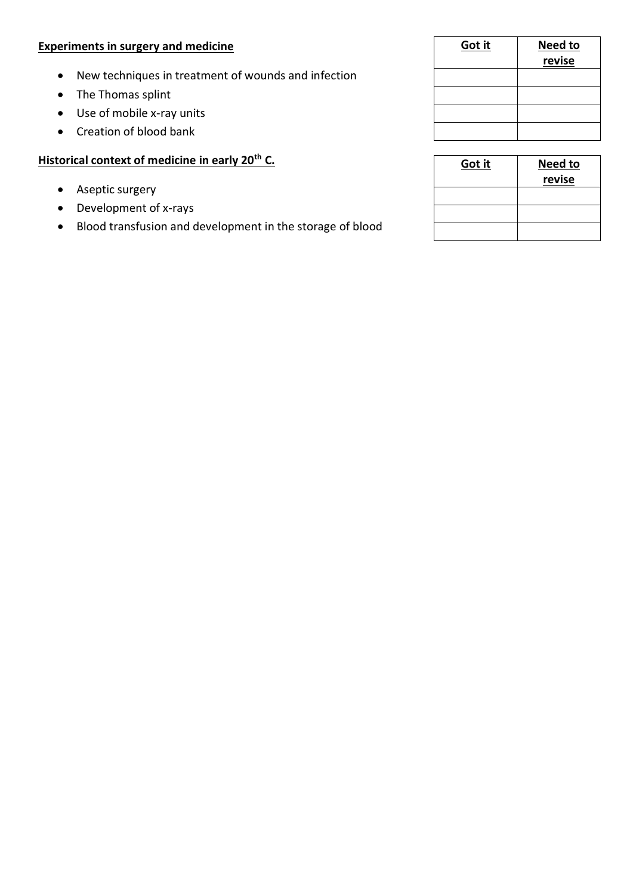**Experiments in surgery and medicine**

- New techniques in treatment of wounds and infection
- The Thomas splint
- Use of mobile x-ray units
- Creation of blood bank

| Got it | Need to revise |
| --- | --- |
| | |
| | |
| | |
| | |

**Historical context of medicine in early 20th C.**

- Aseptic surgery
- Development of x-rays
- Blood transfusion and development in the storage of blood

| Got it | Need to revise |
| --- | --- |
| | |
| | |
| | |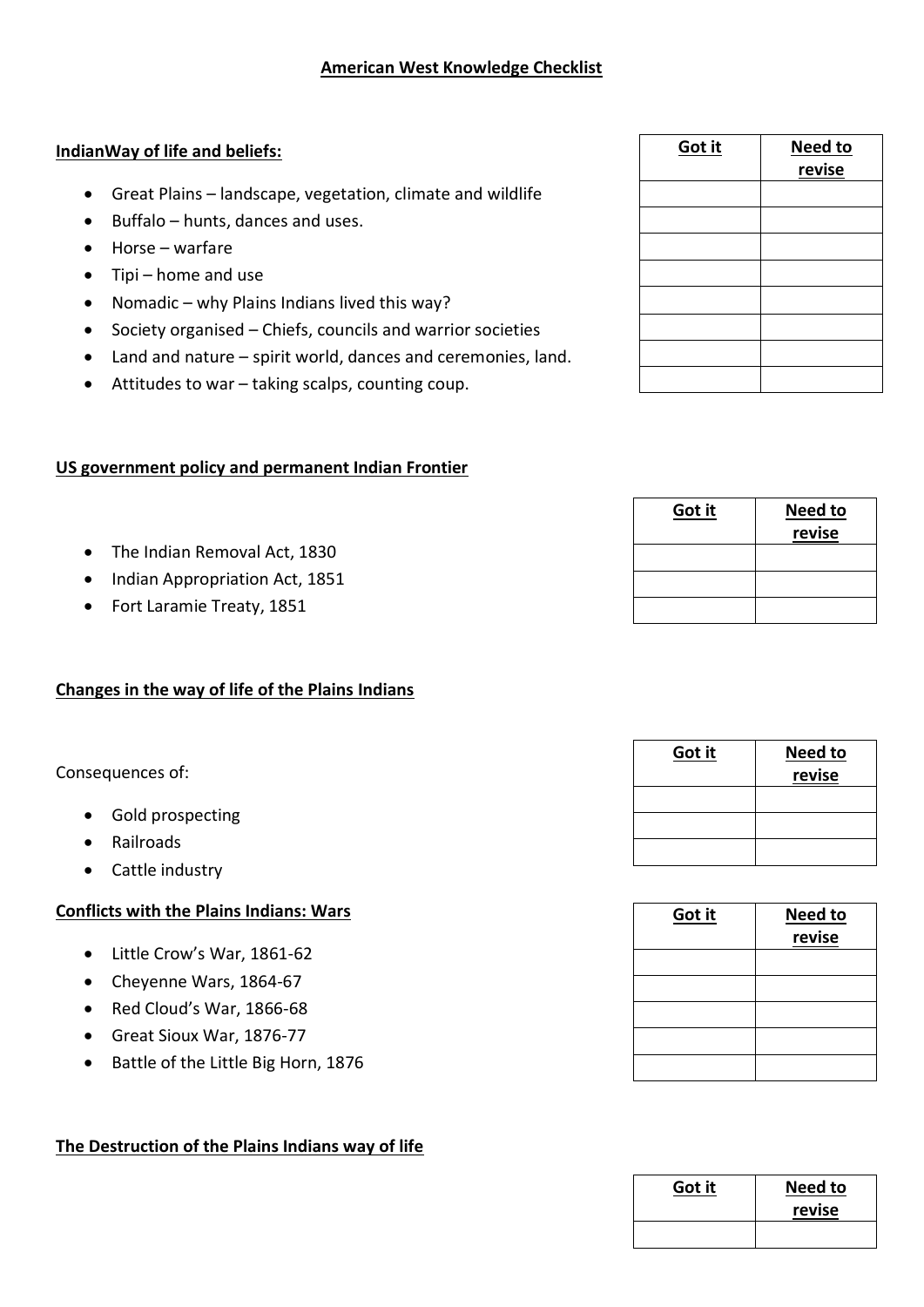## American West Knowledge Checklist

**IndianWay of life and beliefs:**

- Great Plains – landscape, vegetation, climate and wildlife
- Buffalo – hunts, dances and uses.
- Horse – warfare
- Tipi – home and use
- Nomadic – why Plains Indians lived this way?
- Society organised – Chiefs, councils and warrior societies
- Land and nature – spirit world, dances and ceremonies, land.
- Attitudes to war – taking scalps, counting coup.

| Got it | Need to revise |
|---|---|
| | |
| | |
| | |
| | |
| | |
| | |
| | |
| | |

**US government policy and permanent Indian Frontier**

- The Indian Removal Act, 1830
- Indian Appropriation Act, 1851
- Fort Laramie Treaty, 1851

| Got it | Need to revise |
|---|---|
| | |
| | |
| | |

**Changes in the way of life of the Plains Indians**

Consequences of:

- Gold prospecting
- Railroads
- Cattle industry

| Got it | Need to revise |
|---|---|
| | |
| | |
| | |

**Conflicts with the Plains Indians: Wars**

- Little Crow's War, 1861-62
- Cheyenne Wars, 1864-67
- Red Cloud's War, 1866-68
- Great Sioux War, 1876-77
- Battle of the Little Big Horn, 1876

| Got it | Need to revise |
|---|---|
| | |
| | |
| | |
| | |
| | |

**The Destruction of the Plains Indians way of life**

| Got it | Need to revise |
|---|---|
| | |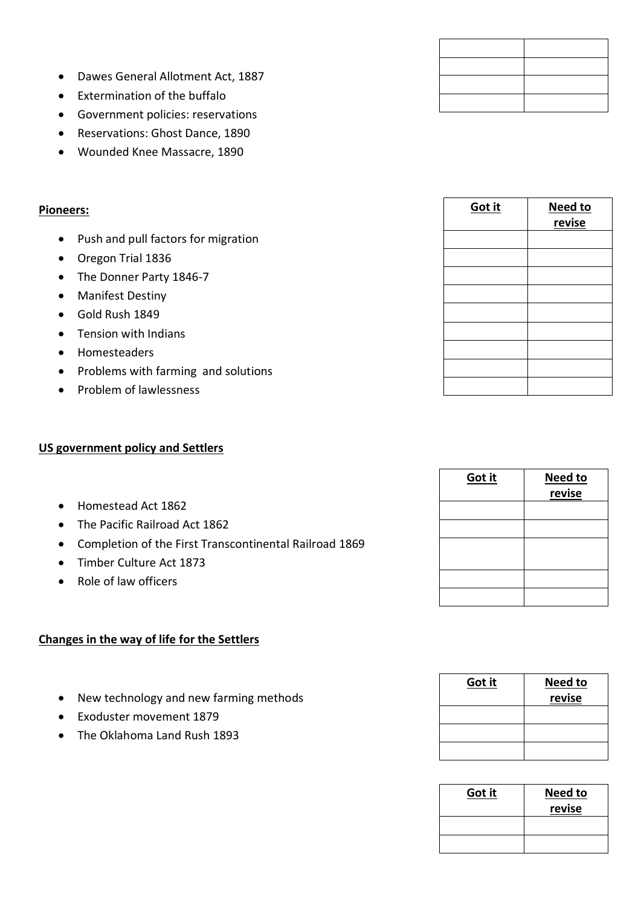- Dawes General Allotment Act, 1887
- Extermination of the buffalo
- Government policies: reservations
- Reservations: Ghost Dance, 1890
- Wounded Knee Massacre, 1890

| | |
|---|---|
| | |
| | |
| | |
| | |

**Pioneers:**

- Push and pull factors for migration
- Oregon Trial 1836
- The Donner Party 1846-7
- Manifest Destiny
- Gold Rush 1849
- Tension with Indians
- Homesteaders
- Problems with farming and solutions
- Problem of lawlessness

| Got it | Need to revise |
|---|---|
| | |
| | |
| | |
| | |
| | |
| | |
| | |
| | |
| | |

**US government policy and Settlers**

- Homestead Act 1862
- The Pacific Railroad Act 1862
- Completion of the First Transcontinental Railroad 1869
- Timber Culture Act 1873
- Role of law officers

| Got it | Need to revise |
|---|---|
| | |
| | |
| | |
| | |
| | |

**Changes in the way of life for the Settlers**

- New technology and new farming methods
- Exoduster movement 1879
- The Oklahoma Land Rush 1893

| Got it | Need to revise |
|---|---|
| | |
| | |
| | |

| Got it | Need to revise |
|---|---|
| | |
| | |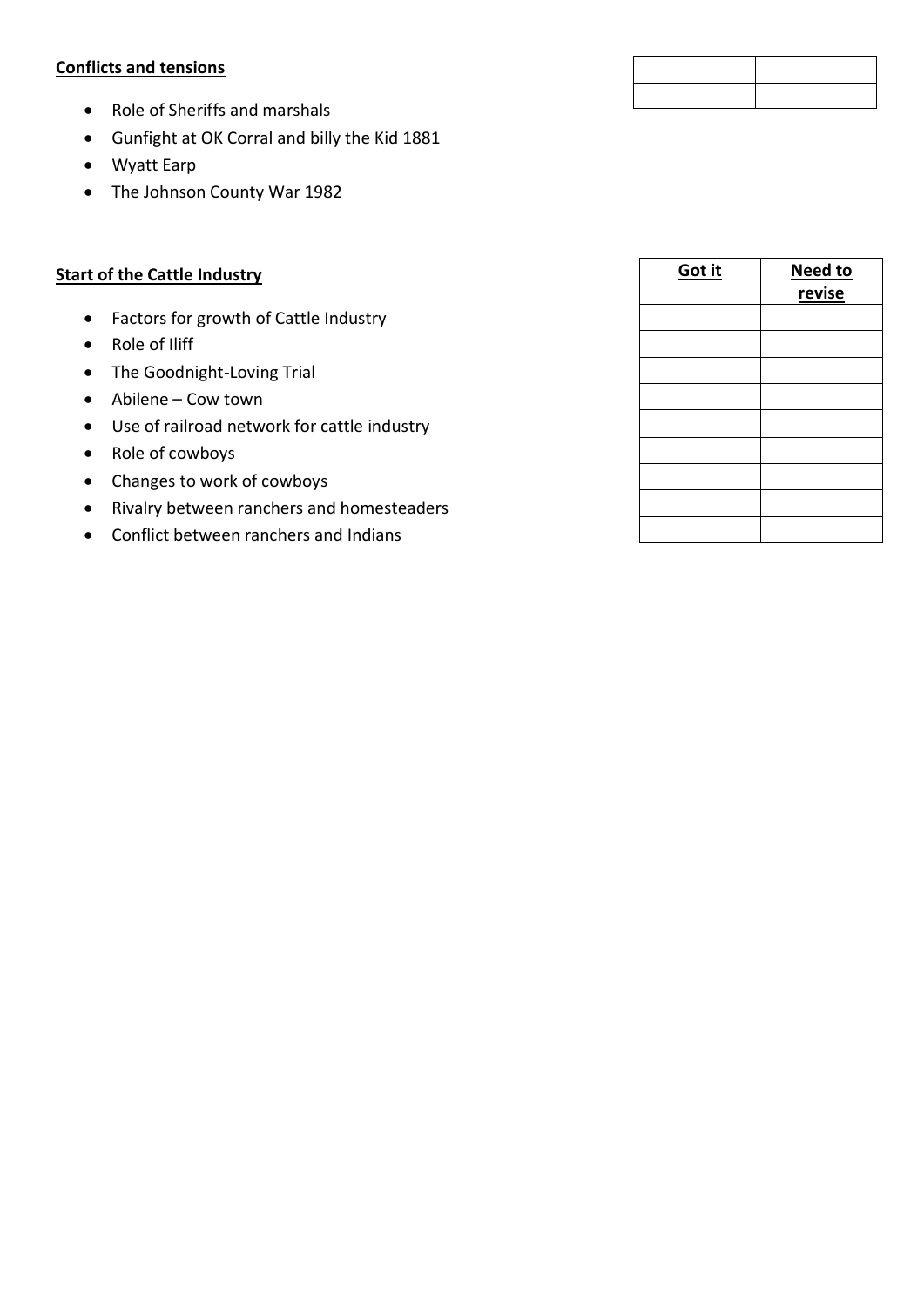**Conflicts and tensions**

- Role of Sheriffs and marshals
- Gunfight at OK Corral and billy the Kid 1881
- Wyatt Earp
- The Johnson County War 1982

| | |
|---|---|
| | |
| | |

**Start of the Cattle Industry**

- Factors for growth of Cattle Industry
- Role of Iliff
- The Goodnight-Loving Trial
- Abilene – Cow town
- Use of railroad network for cattle industry
- Role of cowboys
- Changes to work of cowboys
- Rivalry between ranchers and homesteaders
- Conflict between ranchers and Indians

| Got it | Need to revise |
|---|---|
| | |
| | |
| | |
| | |
| | |
| | |
| | |
| | |
| | |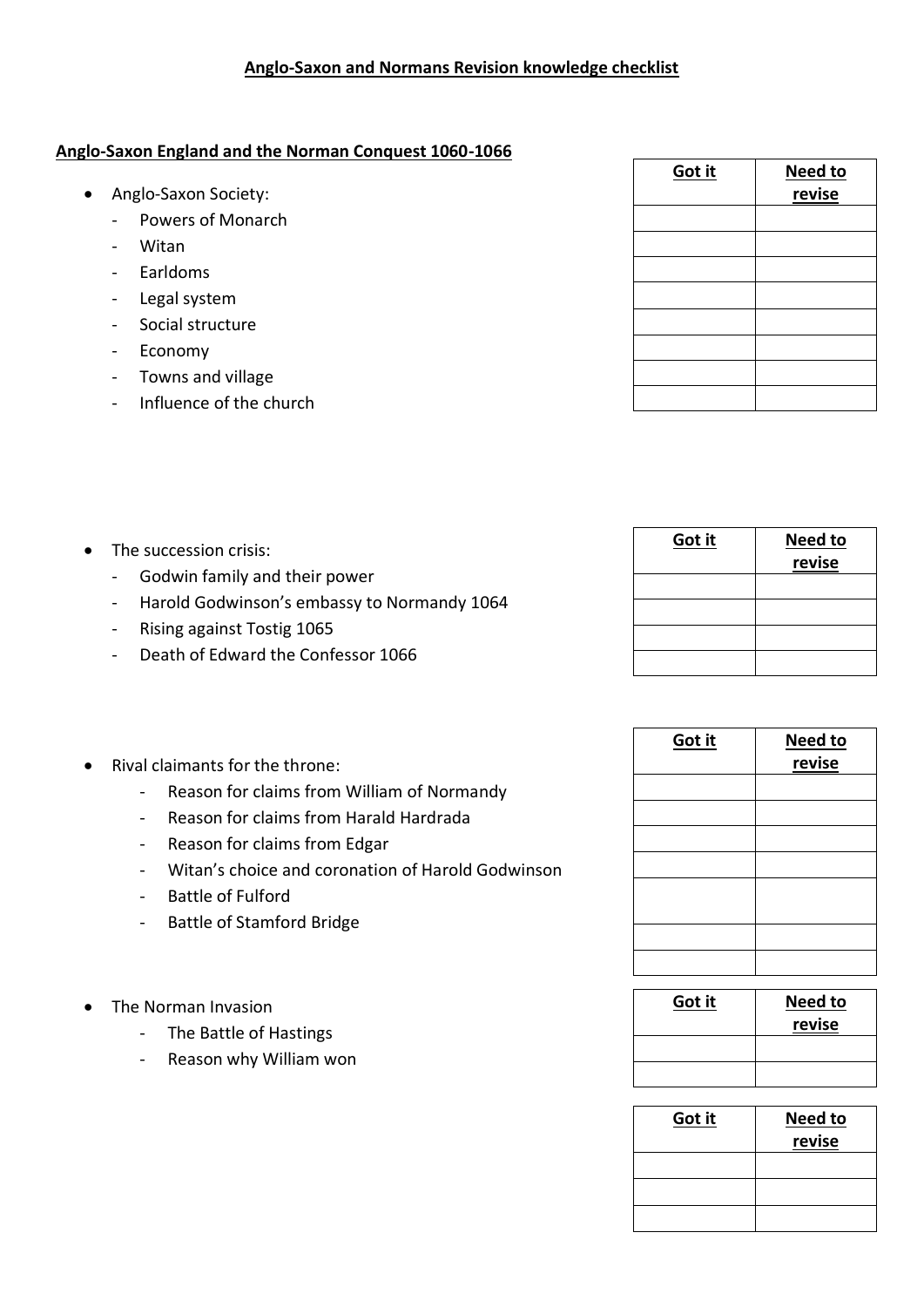## Anglo-Saxon and Normans Revision knowledge checklist

### Anglo-Saxon England and the Norman Conquest 1060-1066

- Anglo-Saxon Society:
  - Powers of Monarch
  - Witan
  - Earldoms
  - Legal system
  - Social structure
  - Economy
  - Towns and village
  - Influence of the church

| Got it | Need to revise |
|---|---|
| | |
| | |
| | |
| | |
| | |
| | |
| | |
| | |

- The succession crisis:
  - Godwin family and their power
  - Harold Godwinson's embassy to Normandy 1064
  - Rising against Tostig 1065
  - Death of Edward the Confessor 1066

| Got it | Need to revise |
|---|---|
| | |
| | |
| | |
| | |

- Rival claimants for the throne:
  - Reason for claims from William of Normandy
  - Reason for claims from Harald Hardrada
  - Reason for claims from Edgar
  - Witan's choice and coronation of Harold Godwinson
  - Battle of Fulford
  - Battle of Stamford Bridge

| Got it | Need to revise |
|---|---|
| | |
| | |
| | |
| | |
| | |
| | |
| | |

- The Norman Invasion
  - The Battle of Hastings
  - Reason why William won

| Got it | Need to revise |
|---|---|
| | |
| | |

| Got it | Need to revise |
|---|---|
| | |
| | |
| | |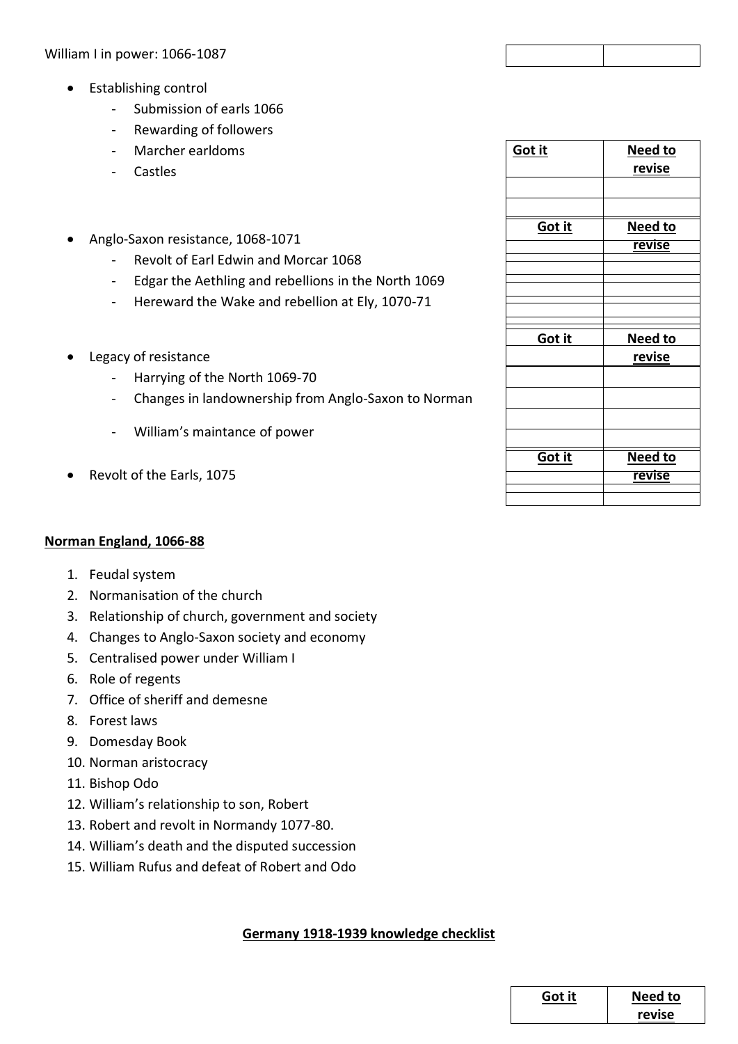William I in power: 1066-1087

| | |
|---|---|
| | |

- Establishing control
    - Submission of earls 1066
    - Rewarding of followers
    - Marcher earldoms
    - Castles

| **Got it** | **Need to revise** |
|---|---|
| | |
| | |

- Anglo-Saxon resistance, 1068-1071
    - Revolt of Earl Edwin and Morcar 1068
    - Edgar the Aethling and rebellions in the North 1069
    - Hereward the Wake and rebellion at Ely, 1070-71

| **Got it** | **Need to revise** |
|---|---|
| | |
| | |
| | |
| | |
| | |

- Legacy of resistance
    - Harrying of the North 1069-70
    - Changes in landownership from Anglo-Saxon to Norman
    - William's maintance of power

| **Got it** | **Need to revise** |
|---|---|
| | |
| | |
| | |
| | |

- Revolt of the Earls, 1075

| **Got it** | **Need to revise** |
|---|---|
| | |
| | |

**Norman England, 1066-88**

1. Feudal system
2. Normanisation of the church
3. Relationship of church, government and society
4. Changes to Anglo-Saxon society and economy
5. Centralised power under William I
6. Role of regents
7. Office of sheriff and demesne
8. Forest laws
9. Domesday Book
10. Norman aristocracy
11. Bishop Odo
12. William's relationship to son, Robert
13. Robert and revolt in Normandy 1077-80.
14. William's death and the disputed succession
15. William Rufus and defeat of Robert and Odo

**Germany 1918-1939 knowledge checklist**

| **Got it** | **Need to revise** |
|---|---|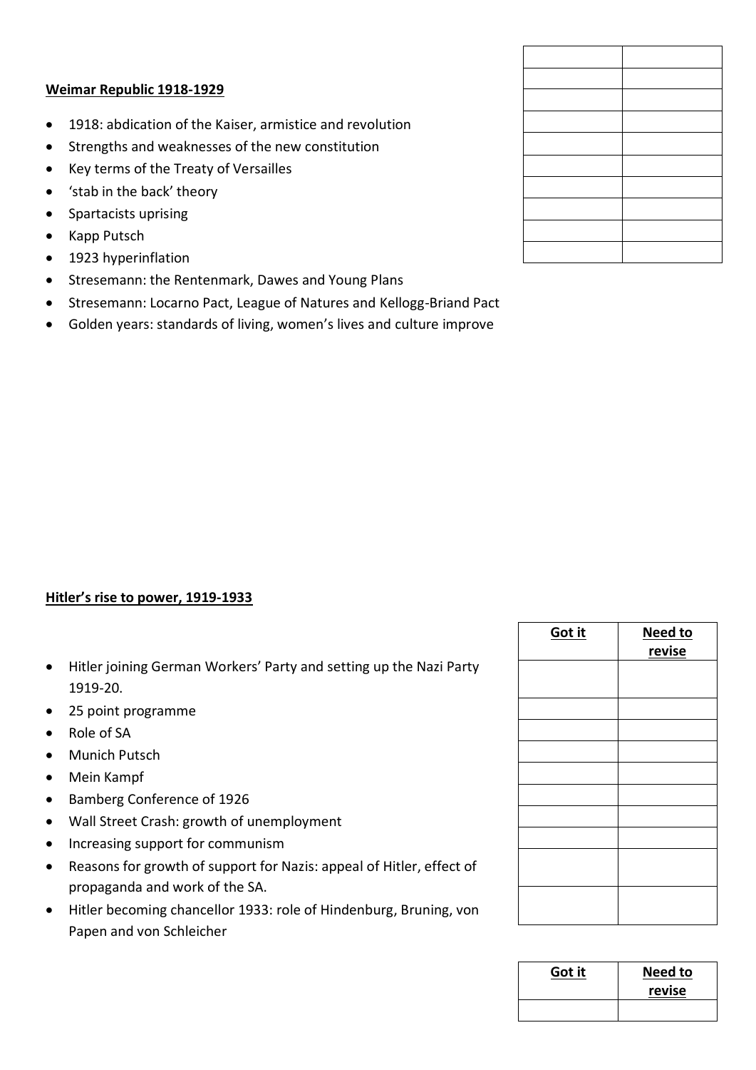**Weimar Republic 1918-1929**

- 1918: abdication of the Kaiser, armistice and revolution
- Strengths and weaknesses of the new constitution
- Key terms of the Treaty of Versailles
- 'stab in the back' theory
- Spartacists uprising
- Kapp Putsch
- 1923 hyperinflation
- Stresemann: the Rentenmark, Dawes and Young Plans
- Stresemann: Locarno Pact, League of Natures and Kellogg-Briand Pact
- Golden years: standards of living, women's lives and culture improve

| | |
|---|---|
| | |
| | |
| | |
| | |
| | |
| | |
| | |
| | |
| | |

**Hitler's rise to power, 1919-1933**

- Hitler joining German Workers' Party and setting up the Nazi Party 1919-20.
- 25 point programme
- Role of SA
- Munich Putsch
- Mein Kampf
- Bamberg Conference of 1926
- Wall Street Crash: growth of unemployment
- Increasing support for communism
- Reasons for growth of support for Nazis: appeal of Hitler, effect of propaganda and work of the SA.
- Hitler becoming chancellor 1933: role of Hindenburg, Bruning, von Papen and von Schleicher

| Got it | Need to revise |
|---|---|
| | |
| | |
| | |
| | |
| | |
| | |
| | |
| | |
| | |
| | |

| Got it | Need to revise |
|---|---|
| | |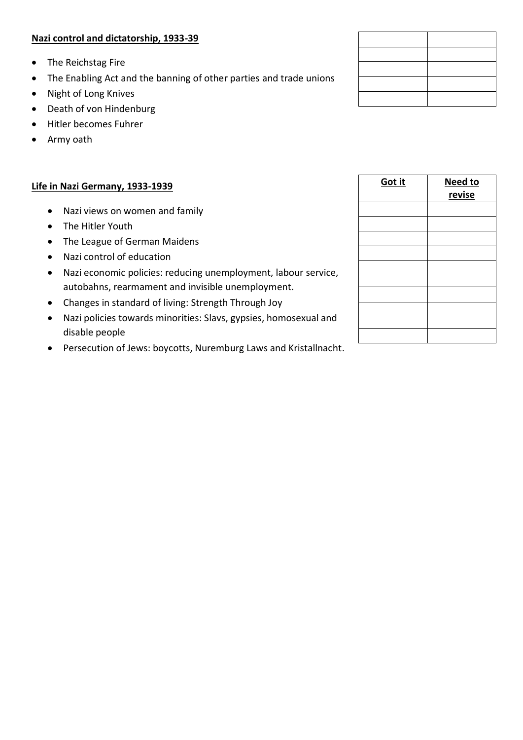**Nazi control and dictatorship, 1933-39**

- The Reichstag Fire
- The Enabling Act and the banning of other parties and trade unions
- Night of Long Knives
- Death of von Hindenburg
- Hitler becomes Fuhrer
- Army oath

| | |
|---|---|
| | |
| | |
| | |
| | |
| | |

**Life in Nazi Germany, 1933-1939**

- Nazi views on women and family
- The Hitler Youth
- The League of German Maidens
- Nazi control of education
- Nazi economic policies: reducing unemployment, labour service, autobahns, rearmament and invisible unemployment.
- Changes in standard of living: Strength Through Joy
- Nazi policies towards minorities: Slavs, gypsies, homosexual and disable people
- Persecution of Jews: boycotts, Nuremburg Laws and Kristallnacht.

| Got it | Need to revise |
|---|---|
| | |
| | |
| | |
| | |
| | |
| | |
| | |
| | |